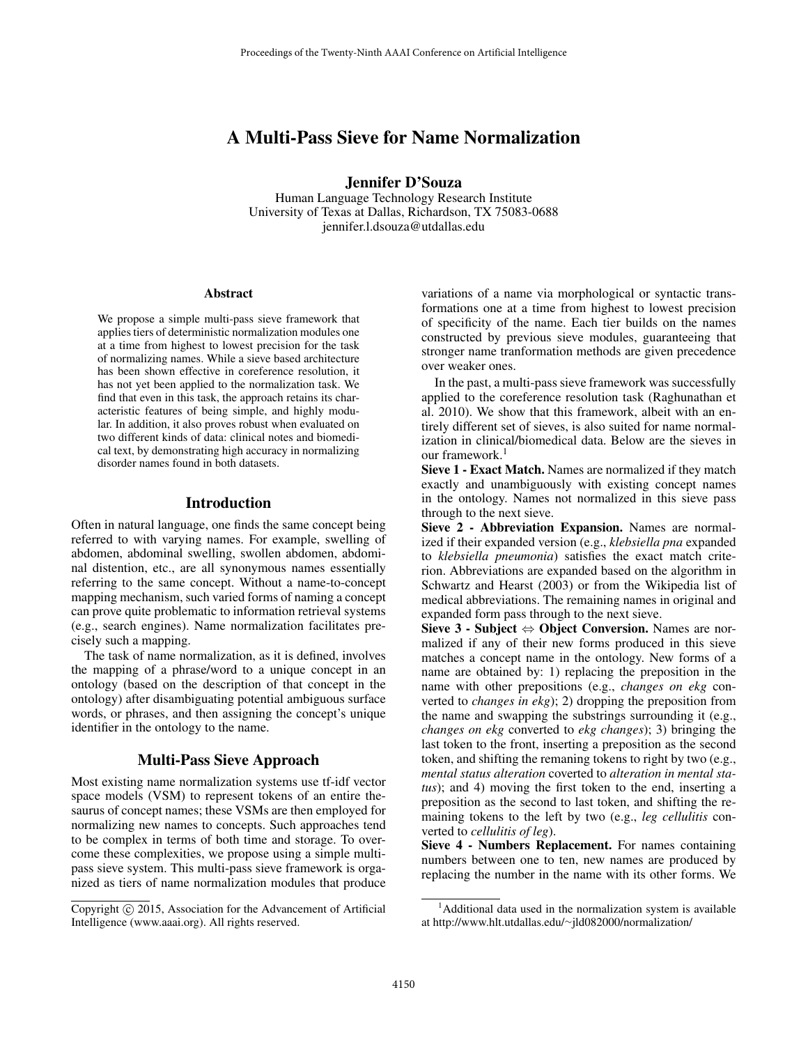# A Multi-Pass Sieve for Name Normalization

**Jennifer D'Souza**
Human Language Technology Research Institute
University of Texas at Dallas, Richardson, TX 75083-0688
jennifer.l.dsouza@utdallas.edu

## Abstract

We propose a simple multi-pass sieve framework that applies tiers of deterministic normalization modules one at a time from highest to lowest precision for the task of normalizing names. While a sieve based architecture has been shown effective in coreference resolution, it has not yet been applied to the normalization task. We find that even in this task, the approach retains its characteristic features of being simple, and highly modular. In addition, it also proves robust when evaluated on two different kinds of data: clinical notes and biomedical text, by demonstrating high accuracy in normalizing disorder names found in both datasets.

## Introduction

Often in natural language, one finds the same concept being referred to with varying names. For example, swelling of abdomen, abdominal swelling, swollen abdomen, abdominal distention, etc., are all synonymous names essentially referring to the same concept. Without a name-to-concept mapping mechanism, such varied forms of naming a concept can prove quite problematic to information retrieval systems (e.g., search engines). Name normalization facilitates precisely such a mapping.

The task of name normalization, as it is defined, involves the mapping of a phrase/word to a unique concept in an ontology (based on the description of that concept in the ontology) after disambiguating potential ambiguous surface words, or phrases, and then assigning the concept's unique identifier in the ontology to the name.

## Multi-Pass Sieve Approach

Most existing name normalization systems use tf-idf vector space models (VSM) to represent tokens of an entire thesaurus of concept names; these VSMs are then employed for normalizing new names to concepts. Such approaches tend to be complex in terms of both time and storage. To overcome these complexities, we propose using a simple multi-pass sieve system. This multi-pass sieve framework is organized as tiers of name normalization modules that produce variations of a name via morphological or syntactic transformations one at a time from highest to lowest precision of specificity of the name. Each tier builds on the names constructed by previous sieve modules, guaranteeing that stronger name tranformation methods are given precedence over weaker ones.

In the past, a multi-pass sieve framework was successfully applied to the coreference resolution task (Raghunathan et al. 2010). We show that this framework, albeit with an entirely different set of sieves, is also suited for name normalization in clinical/biomedical data. Below are the sieves in our framework.[1]

**Sieve 1 - Exact Match.** Names are normalized if they match exactly and unambiguously with existing concept names in the ontology. Names not normalized in this sieve pass through to the next sieve.

**Sieve 2 - Abbreviation Expansion.** Names are normalized if their expanded version (e.g., *klebsiella pna* expanded to *klebsiella pneumonia*) satisfies the exact match criterion. Abbreviations are expanded based on the algorithm in Schwartz and Hearst (2003) or from the Wikipedia list of medical abbreviations. The remaining names in original and expanded form pass through to the next sieve.

**Sieve 3 - Subject ⇔ Object Conversion.** Names are normalized if any of their new forms produced in this sieve matches a concept name in the ontology. New forms of a name are obtained by: 1) replacing the preposition in the name with other prepositions (e.g., *changes on ekg* converted to *changes in ekg*); 2) dropping the preposition from the name and swapping the substrings surrounding it (e.g., *changes on ekg* converted to *ekg changes*); 3) bringing the last token to the front, inserting a preposition as the second token, and shifting the remaning tokens to right by two (e.g., *mental status alteration* coverted to *alteration in mental status*); and 4) moving the first token to the end, inserting a preposition as the second to last token, and shifting the remaining tokens to the left by two (e.g., *leg cellulitis* converted to *cellulitis of leg*).

**Sieve 4 - Numbers Replacement.** For names containing numbers between one to ten, new names are produced by replacing the number in the name with its other forms. We

Copyright © 2015, Association for the Advancement of Artificial Intelligence (www.aaai.org). All rights reserved.

[1] Additional data used in the normalization system is available at http://www.hlt.utdallas.edu/~jld082000/normalization/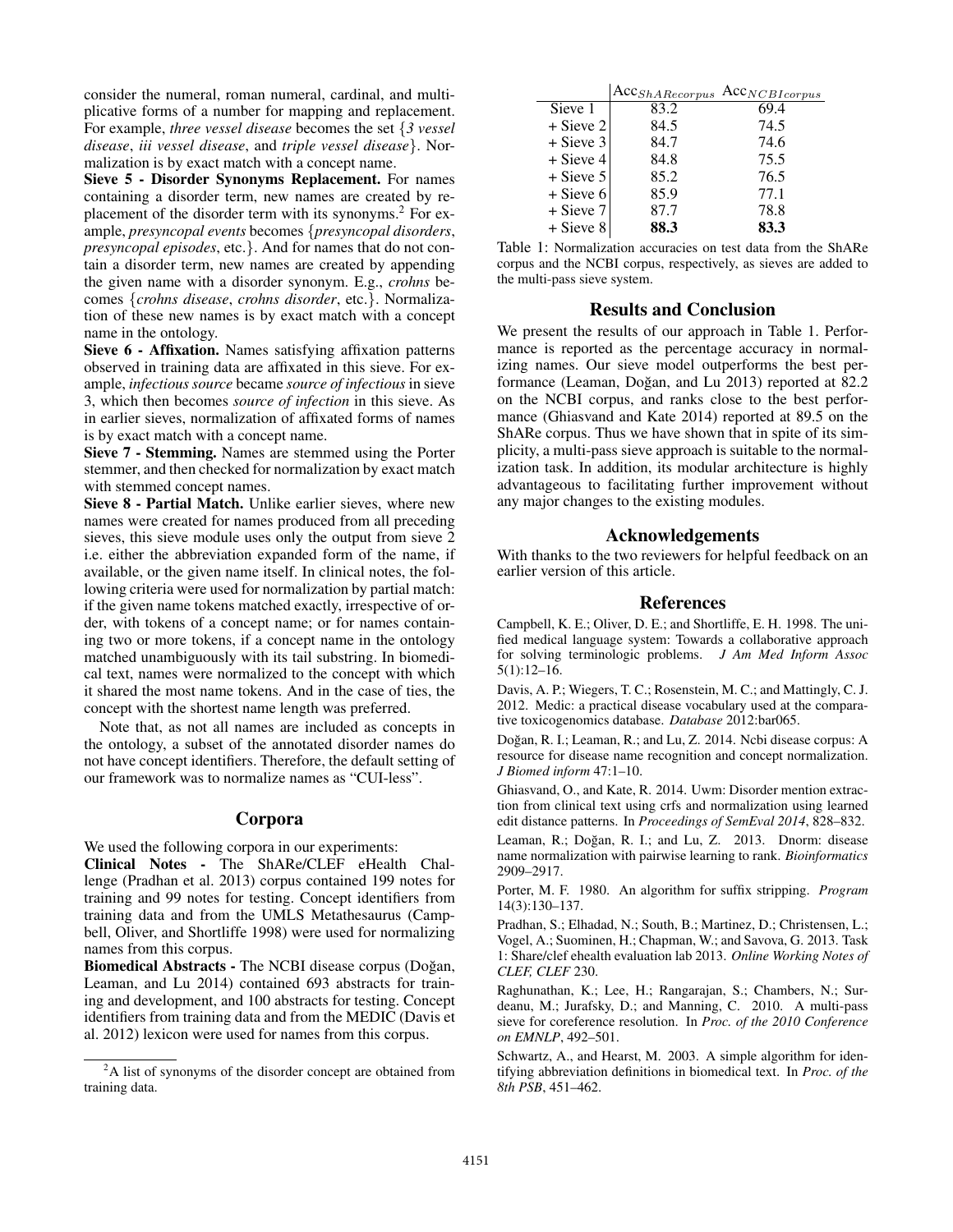consider the numeral, roman numeral, cardinal, and multiplicative forms of a number for mapping and replacement. For example, *three vessel disease* becomes the set {*3 vessel disease*, *iii vessel disease*, and *triple vessel disease*}. Normalization is by exact match with a concept name.

**Sieve 5 - Disorder Synonyms Replacement.** For names containing a disorder term, new names are created by replacement of the disorder term with its synonyms.[2] For example, *presyncopal events* becomes {*presyncopal disorders*, *presyncopal episodes*, etc.}. And for names that do not contain a disorder term, new names are created by appending the given name with a disorder synonym. E.g., *crohns* becomes {*crohns disease*, *crohns disorder*, etc.}. Normalization of these new names is by exact match with a concept name in the ontology.

**Sieve 6 - Affixation.** Names satisfying affixation patterns observed in training data are affixated in this sieve. For example, *infectious source* became *source of infectious* in sieve 3, which then becomes *source of infection* in this sieve. As in earlier sieves, normalization of affixated forms of names is by exact match with a concept name.

**Sieve 7 - Stemming.** Names are stemmed using the Porter stemmer, and then checked for normalization by exact match with stemmed concept names.

**Sieve 8 - Partial Match.** Unlike earlier sieves, where new names were created for names produced from all preceding sieves, this sieve module uses only the output from sieve 2 i.e. either the abbreviation expanded form of the name, if available, or the given name itself. In clinical notes, the following criteria were used for normalization by partial match: if the given name tokens matched exactly, irrespective of order, with tokens of a concept name; or for names containing two or more tokens, if a concept name in the ontology matched unambiguously with its tail substring. In biomedical text, names were normalized to the concept with which it shared the most name tokens. And in the case of ties, the concept with the shortest name length was preferred.

Note that, as not all names are included as concepts in the ontology, a subset of the annotated disorder names do not have concept identifiers. Therefore, the default setting of our framework was to normalize names as "CUI-less".

## Corpora

We used the following corpora in our experiments:

**Clinical Notes -** The ShARe/CLEF eHealth Challenge (Pradhan et al. 2013) corpus contained 199 notes for training and 99 notes for testing. Concept identifiers from training data and from the UMLS Metathesaurus (Campbell, Oliver, and Shortliffe 1998) were used for normalizing names from this corpus.

**Biomedical Abstracts -** The NCBI disease corpus (Doğan, Leaman, and Lu 2014) contained 693 abstracts for training and development, and 100 abstracts for testing. Concept identifiers from training data and from the MEDIC (Davis et al. 2012) lexicon were used for names from this corpus.

[2] A list of synonyms of the disorder concept are obtained from training data.

| | $Acc_{ShARecorpus}$ | $Acc_{NCBIcorpus}$ |
|---|---|---|
| Sieve 1 | 83.2 | 69.4 |
| + Sieve 2 | 84.5 | 74.5 |
| + Sieve 3 | 84.7 | 74.6 |
| + Sieve 4 | 84.8 | 75.5 |
| + Sieve 5 | 85.2 | 76.5 |
| + Sieve 6 | 85.9 | 77.1 |
| + Sieve 7 | 87.7 | 78.8 |
| + Sieve 8 | **88.3** | **83.3** |

Table 1: Normalization accuracies on test data from the ShARe corpus and the NCBI corpus, respectively, as sieves are added to the multi-pass sieve system.

## Results and Conclusion

We present the results of our approach in Table 1. Performance is reported as the percentage accuracy in normalizing names. Our sieve model outperforms the best performance (Leaman, Doğan, and Lu 2013) reported at 82.2 on the NCBI corpus, and ranks close to the best performance (Ghiasvand and Kate 2014) reported at 89.5 on the ShARe corpus. Thus we have shown that in spite of its simplicity, a multi-pass sieve approach is suitable to the normalization task. In addition, its modular architecture is highly advantageous to facilitating further improvement without any major changes to the existing modules.

## Acknowledgements

With thanks to the two reviewers for helpful feedback on an earlier version of this article.

## References

Campbell, K. E.; Oliver, D. E.; and Shortliffe, E. H. 1998. The unified medical language system: Towards a collaborative approach for solving terminologic problems. *J Am Med Inform Assoc* 5(1):12–16.

Davis, A. P.; Wiegers, T. C.; Rosenstein, M. C.; and Mattingly, C. J. 2012. Medic: a practical disease vocabulary used at the comparative toxicogenomics database. *Database* 2012:bar065.

Doğan, R. I.; Leaman, R.; and Lu, Z. 2014. Ncbi disease corpus: A resource for disease name recognition and concept normalization. *J Biomed inform* 47:1–10.

Ghiasvand, O., and Kate, R. 2014. Uwm: Disorder mention extraction from clinical text using crfs and normalization using learned edit distance patterns. In *Proceedings of SemEval 2014*, 828–832.

Leaman, R.; Doğan, R. I.; and Lu, Z. 2013. Dnorm: disease name normalization with pairwise learning to rank. *Bioinformatics* 2909–2917.

Porter, M. F. 1980. An algorithm for suffix stripping. *Program* 14(3):130–137.

Pradhan, S.; Elhadad, N.; South, B.; Martinez, D.; Christensen, L.; Vogel, A.; Suominen, H.; Chapman, W.; and Savova, G. 2013. Task 1: Share/clef ehealth evaluation lab 2013. *Online Working Notes of CLEF, CLEF* 230.

Raghunathan, K.; Lee, H.; Rangarajan, S.; Chambers, N.; Surdeanu, M.; Jurafsky, D.; and Manning, C. 2010. A multi-pass sieve for coreference resolution. In *Proc. of the 2010 Conference on EMNLP*, 492–501.

Schwartz, A., and Hearst, M. 2003. A simple algorithm for identifying abbreviation definitions in biomedical text. In *Proc. of the 8th PSB*, 451–462.